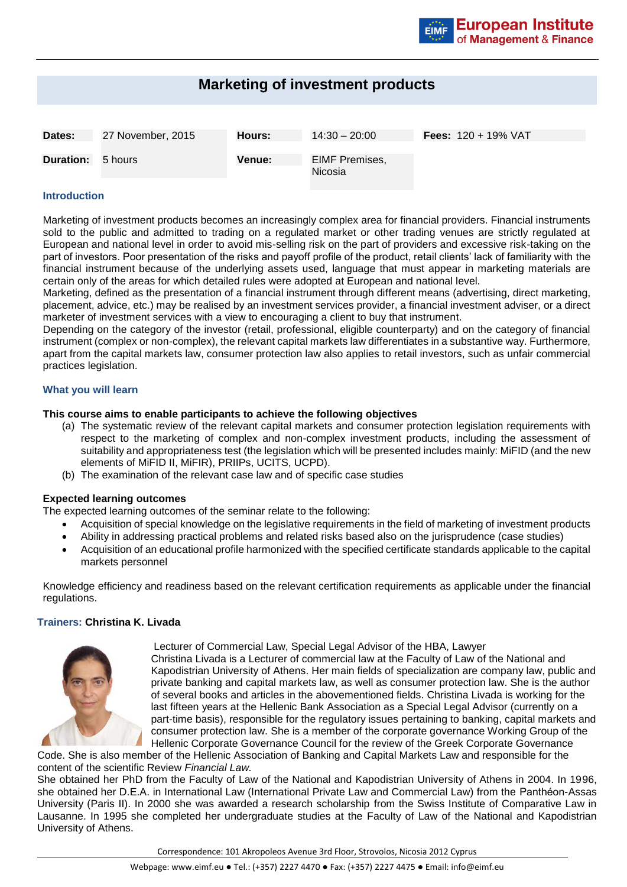# Marketing of investment products

| **Dates:** | 27 November, 2015 | **Hours:** | 14:30 – 20:00 | **Fees:** 120 + 19% VAT |
|---|---|---|---|---|
| **Duration:** | 5 hours | **Venue:** | EIMF Premises, Nicosia | |

## Introduction

Marketing of investment products becomes an increasingly complex area for financial providers. Financial instruments sold to the public and admitted to trading on a regulated market or other trading venues are strictly regulated at European and national level in order to avoid mis-selling risk on the part of providers and excessive risk-taking on the part of investors. Poor presentation of the risks and payoff profile of the product, retail clients' lack of familiarity with the financial instrument because of the underlying assets used, language that must appear in marketing materials are certain only of the areas for which detailed rules were adopted at European and national level.
Marketing, defined as the presentation of a financial instrument through different means (advertising, direct marketing, placement, advice, etc.) may be realised by an investment services provider, a financial investment adviser, or a direct marketer of investment services with a view to encouraging a client to buy that instrument.
Depending on the category of the investor (retail, professional, eligible counterparty) and on the category of financial instrument (complex or non-complex), the relevant capital markets law differentiates in a substantive way. Furthermore, apart from the capital markets law, consumer protection law also applies to retail investors, such as unfair commercial practices legislation.

## What you will learn

**This course aims to enable participants to achieve the following objectives**

(a) The systematic review of the relevant capital markets and consumer protection legislation requirements with respect to the marketing of complex and non-complex investment products, including the assessment of suitability and appropriateness test (the legislation which will be presented includes mainly: MiFID (and the new elements of MiFID II, MiFIR), PRIIPs, UCITS, UCPD).
(b) The examination of the relevant case law and of specific case studies

**Expected learning outcomes**

The expected learning outcomes of the seminar relate to the following:

- Acquisition of special knowledge on the legislative requirements in the field of marketing of investment products
- Ability in addressing practical problems and related risks based also on the jurisprudence (case studies)
- Acquisition of an educational profile harmonized with the specified certificate standards applicable to the capital markets personnel

Knowledge efficiency and readiness based on the relevant certification requirements as applicable under the financial regulations.

## Trainers: **Christina K. Livada**

Lecturer of Commercial Law, Special Legal Advisor of the HBA, Lawyer
Christina Livada is a Lecturer of commercial law at the Faculty of Law of the National and Kapodistrian University of Athens. Her main fields of specialization are company law, public and private banking and capital markets law, as well as consumer protection law. She is the author of several books and articles in the abovementioned fields. Christina Livada is working for the last fifteen years at the Hellenic Bank Association as a Special Legal Advisor (currently on a part-time basis), responsible for the regulatory issues pertaining to banking, capital markets and consumer protection law. She is a member of the corporate governance Working Group of the Hellenic Corporate Governance Council for the review of the Greek Corporate Governance Code. She is also member of the Hellenic Association of Banking and Capital Markets Law and responsible for the content of the scientific Review *Financial Law.*
She obtained her PhD from the Faculty of Law of the National and Kapodistrian University of Athens in 2004. In 1996, she obtained her D.E.A. in International Law (International Private Law and Commercial Law) from the Panthéon-Assas University (Paris II). In 2000 she was awarded a research scholarship from the Swiss Institute of Comparative Law in Lausanne. In 1995 she completed her undergraduate studies at the Faculty of Law of the National and Kapodistrian University of Athens.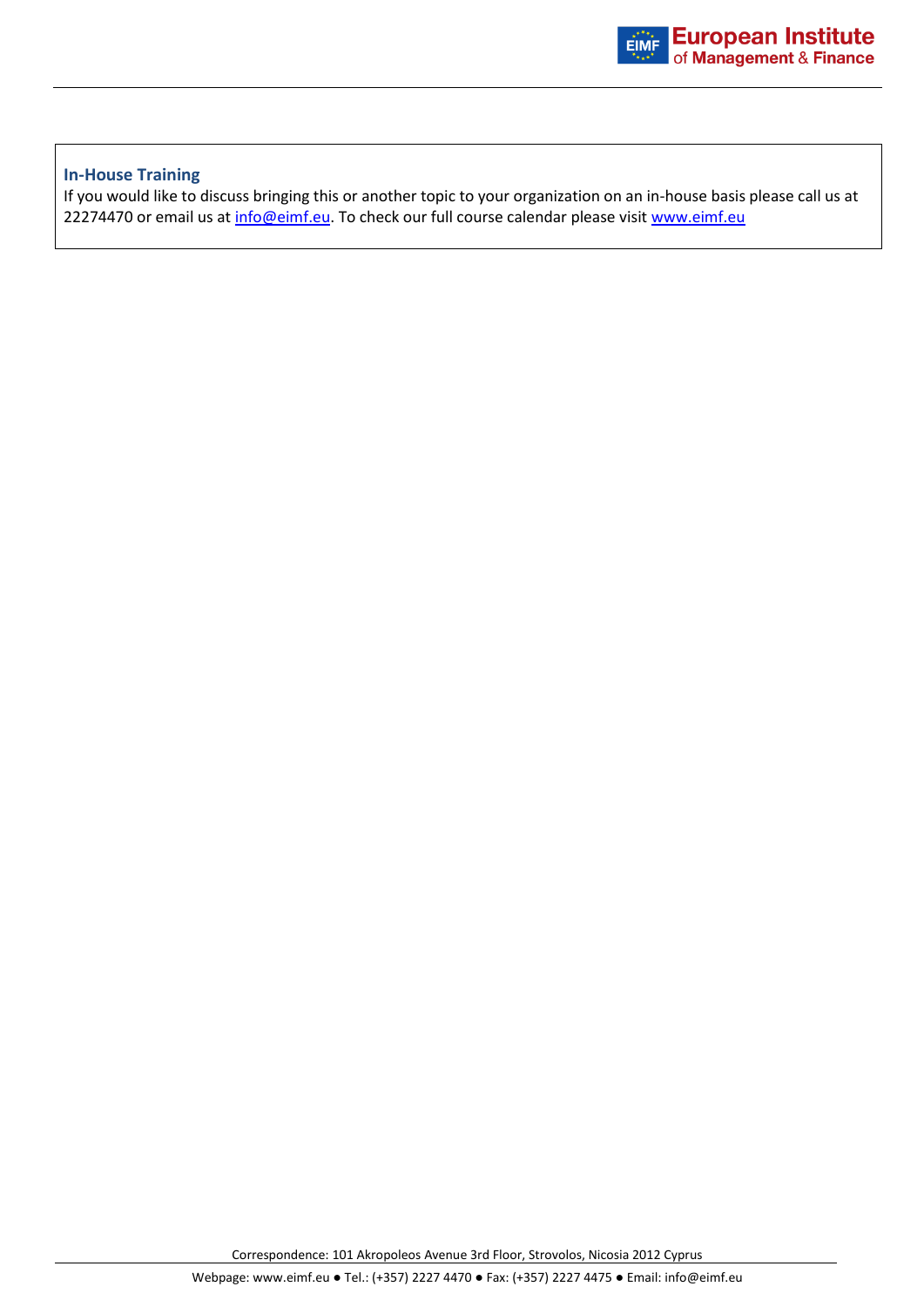### In-House Training

If you would like to discuss bringing this or another topic to your organization on an in-house basis please call us at 22274470 or email us at info@eimf.eu. To check our full course calendar please visit www.eimf.eu